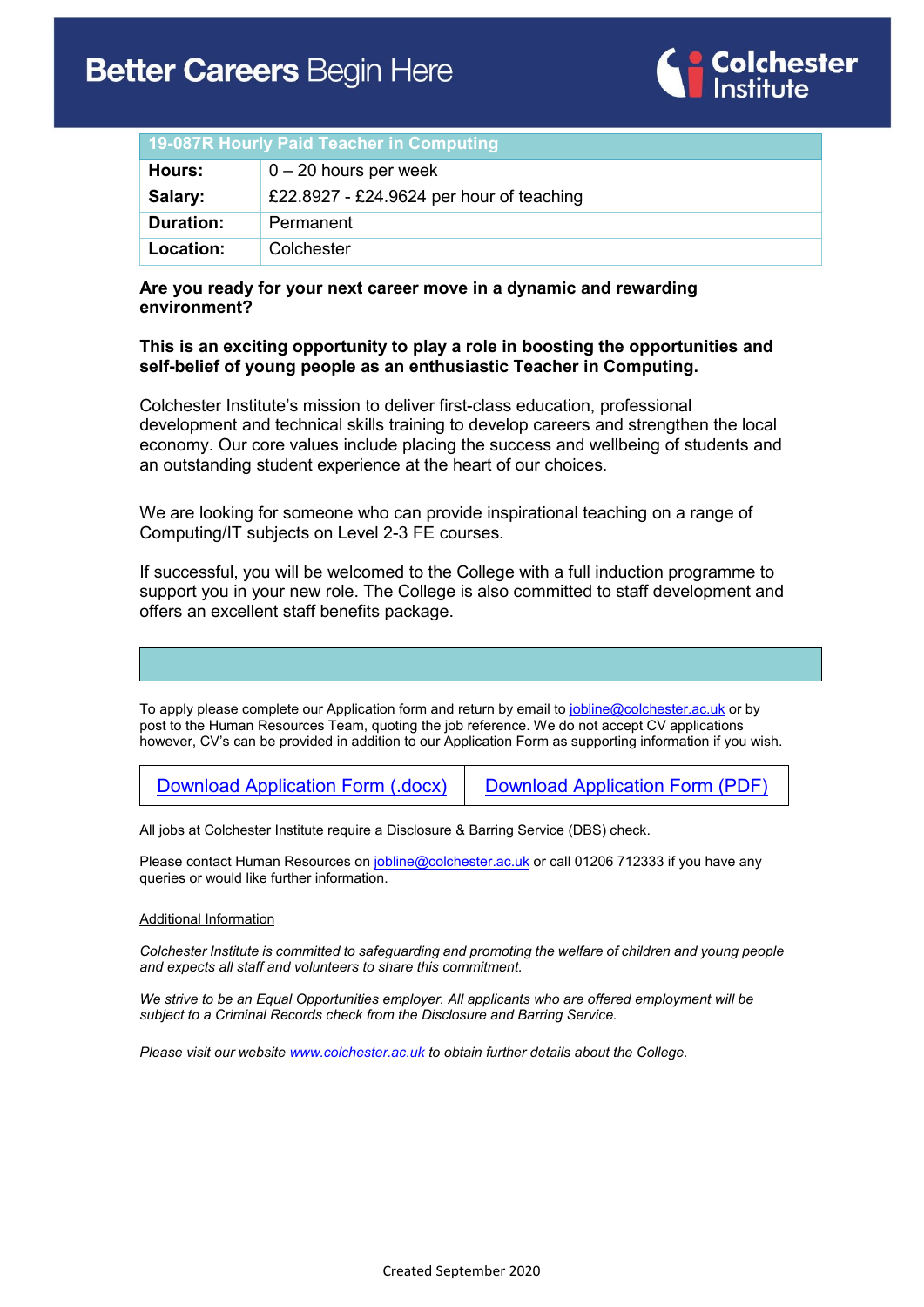# Better Careers Begin Here

Colchester Institute

| 19-087R Hourly Paid Teacher in Computing | |
|---|---|
| **Hours:** | 0 – 20 hours per week |
| **Salary:** | £22.8927 - £24.9624 per hour of teaching |
| **Duration:** | Permanent |
| **Location:** | Colchester |

**Are you ready for your next career move in a dynamic and rewarding environment?**

**This is an exciting opportunity to play a role in boosting the opportunities and self-belief of young people as an enthusiastic Teacher in Computing.**

Colchester Institute's mission to deliver first-class education, professional development and technical skills training to develop careers and strengthen the local economy. Our core values include placing the success and wellbeing of students and an outstanding student experience at the heart of our choices.

We are looking for someone who can provide inspirational teaching on a range of Computing/IT subjects on Level 2-3 FE courses.

If successful, you will be welcomed to the College with a full induction programme to support you in your new role. The College is also committed to staff development and offers an excellent staff benefits package.

To apply please complete our Application form and return by email to jobline@colchester.ac.uk or by post to the Human Resources Team, quoting the job reference. We do not accept CV applications however, CV's can be provided in addition to our Application Form as supporting information if you wish.

| Download Application Form (.docx) | Download Application Form (PDF) |
|---|---|

All jobs at Colchester Institute require a Disclosure & Barring Service (DBS) check.

Please contact Human Resources on jobline@colchester.ac.uk or call 01206 712333 if you have any queries or would like further information.

Additional Information

*Colchester Institute is committed to safeguarding and promoting the welfare of children and young people and expects all staff and volunteers to share this commitment.*

*We strive to be an Equal Opportunities employer. All applicants who are offered employment will be subject to a Criminal Records check from the Disclosure and Barring Service.*

*Please visit our website www.colchester.ac.uk to obtain further details about the College.*

Created September 2020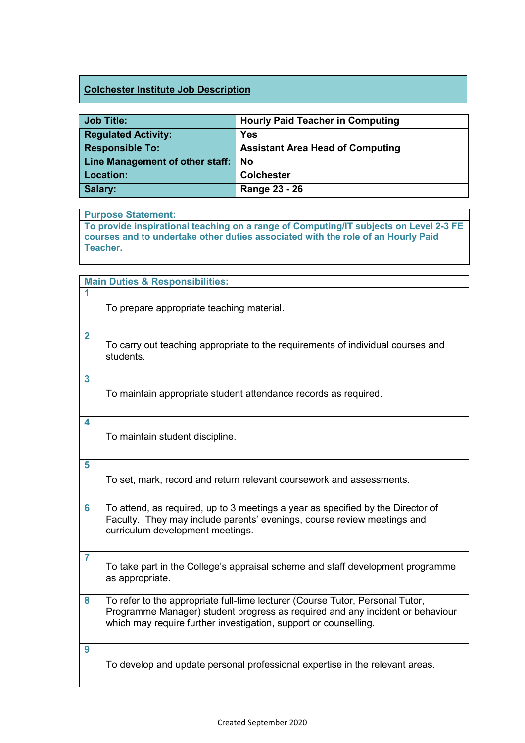## Colchester Institute Job Description

| | |
|---|---|
| **Job Title:** | **Hourly Paid Teacher in Computing** |
| **Regulated Activity:** | **Yes** |
| **Responsible To:** | **Assistant Area Head of Computing** |
| **Line Management of other staff:** | **No** |
| **Location:** | **Colchester** |
| **Salary:** | **Range 23 - 26** |

**Purpose Statement:**

**To provide inspirational teaching on a range of Computing/IT subjects on Level 2-3 FE courses and to undertake other duties associated with the role of an Hourly Paid Teacher.**

| **Main Duties & Responsibilities:** | |
|---|---|
| **1** | To prepare appropriate teaching material. |
| **2** | To carry out teaching appropriate to the requirements of individual courses and students. |
| **3** | To maintain appropriate student attendance records as required. |
| **4** | To maintain student discipline. |
| **5** | To set, mark, record and return relevant coursework and assessments. |
| **6** | To attend, as required, up to 3 meetings a year as specified by the Director of Faculty. They may include parents' evenings, course review meetings and curriculum development meetings. |
| **7** | To take part in the College's appraisal scheme and staff development programme as appropriate. |
| **8** | To refer to the appropriate full-time lecturer (Course Tutor, Personal Tutor, Programme Manager) student progress as required and any incident or behaviour which may require further investigation, support or counselling. |
| **9** | To develop and update personal professional expertise in the relevant areas. |

Created September 2020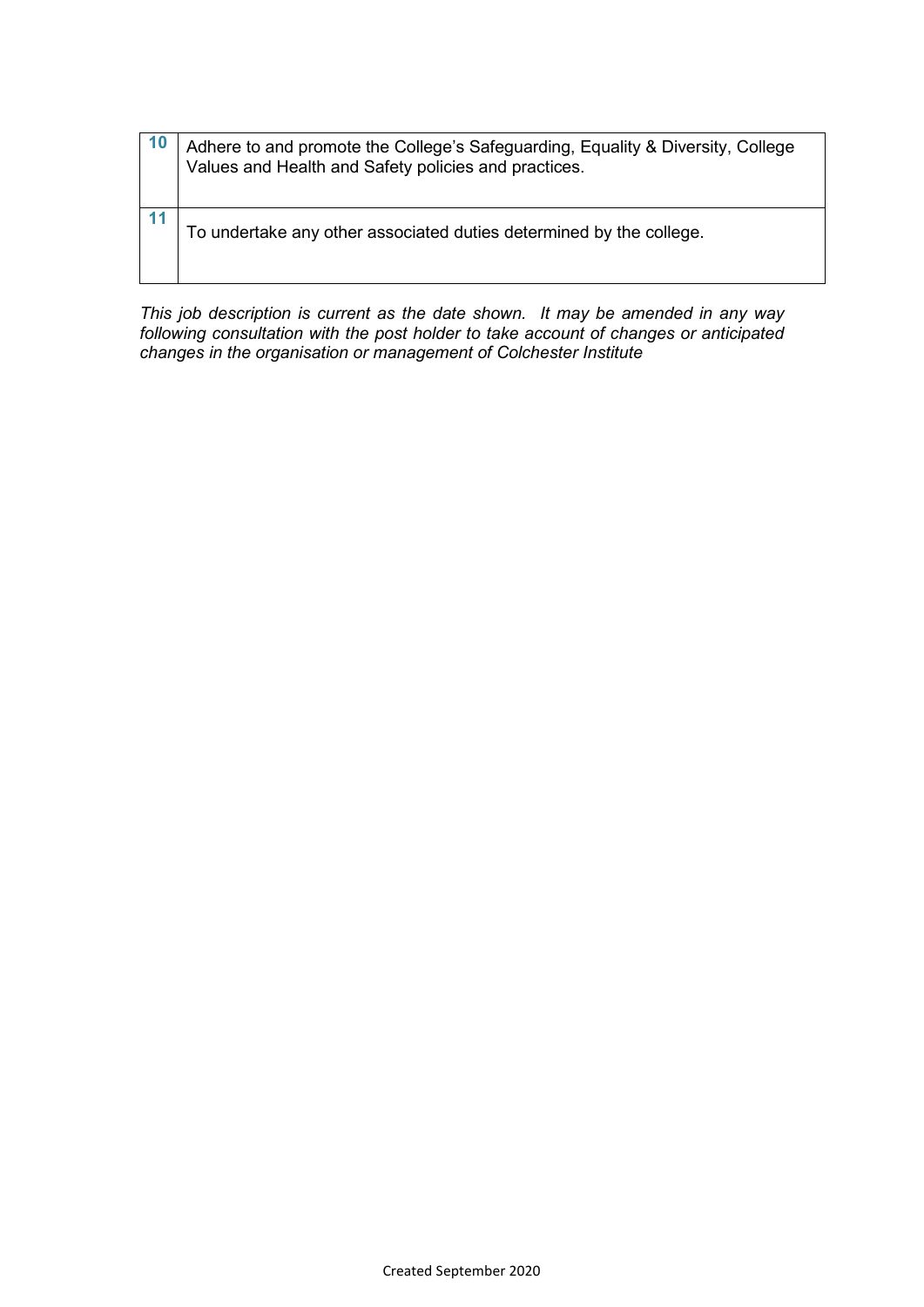| | |
|---|---|
| 10 | Adhere to and promote the College's Safeguarding, Equality & Diversity, College Values and Health and Safety policies and practices. |
| 11 | To undertake any other associated duties determined by the college. |

*This job description is current as the date shown. It may be amended in any way following consultation with the post holder to take account of changes or anticipated changes in the organisation or management of Colchester Institute*

Created September 2020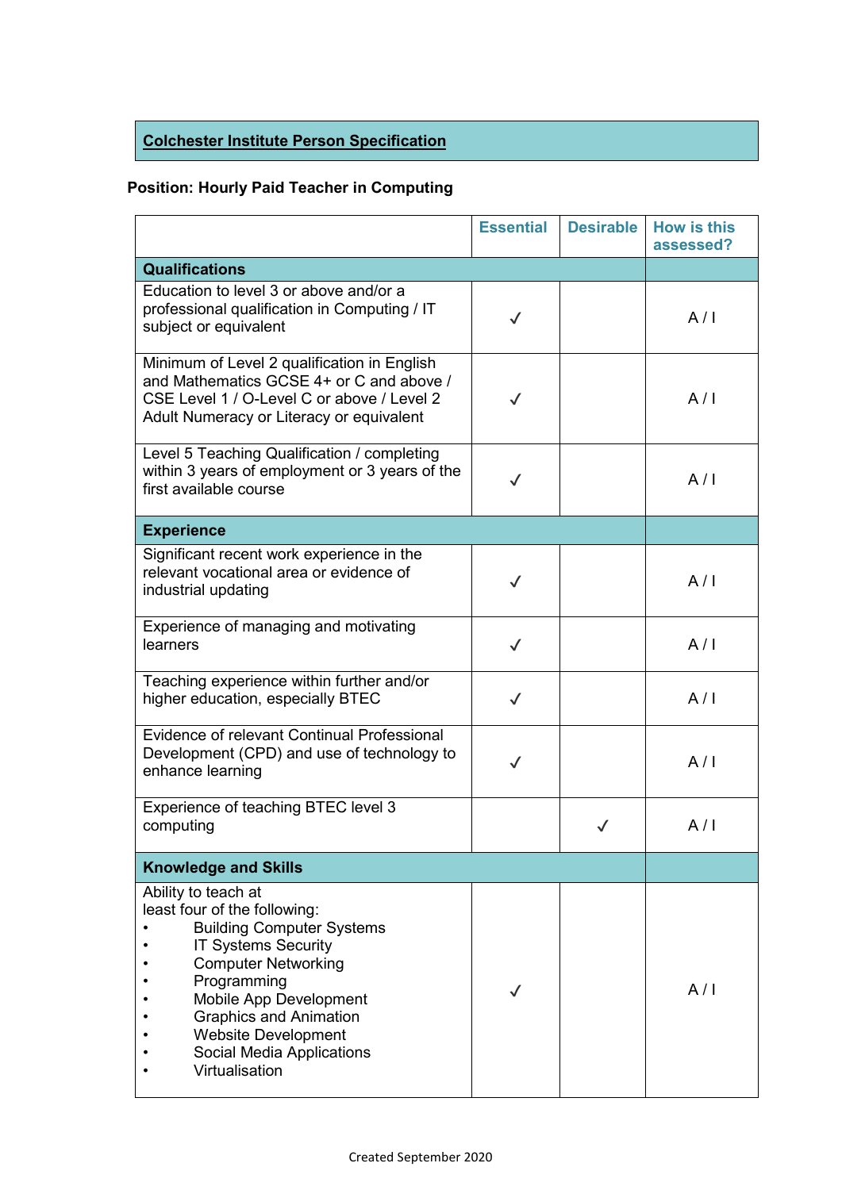**Colchester Institute Person Specification**

**Position: Hourly Paid Teacher in Computing**

| | Essential | Desirable | How is this assessed? |
|---|---|---|---|
| **Qualifications** | | | |
| Education to level 3 or above and/or a professional qualification in Computing / IT subject or equivalent | ✓ | | A / I |
| Minimum of Level 2 qualification in English and Mathematics GCSE 4+ or C and above / CSE Level 1 / O-Level C or above / Level 2 Adult Numeracy or Literacy or equivalent | ✓ | | A / I |
| Level 5 Teaching Qualification / completing within 3 years of employment or 3 years of the first available course | ✓ | | A / I |
| **Experience** | | | |
| Significant recent work experience in the relevant vocational area or evidence of industrial updating | ✓ | | A / I |
| Experience of managing and motivating learners | ✓ | | A / I |
| Teaching experience within further and/or higher education, especially BTEC | ✓ | | A / I |
| Evidence of relevant Continual Professional Development (CPD) and use of technology to enhance learning | ✓ | | A / I |
| Experience of teaching BTEC level 3 computing | | ✓ | A / I |
| **Knowledge and Skills** | | | |
| Ability to teach at least four of the following:<br>• Building Computer Systems<br>• IT Systems Security<br>• Computer Networking<br>• Programming<br>• Mobile App Development<br>• Graphics and Animation<br>• Website Development<br>• Social Media Applications<br>• Virtualisation | ✓ | | A / I |

Created September 2020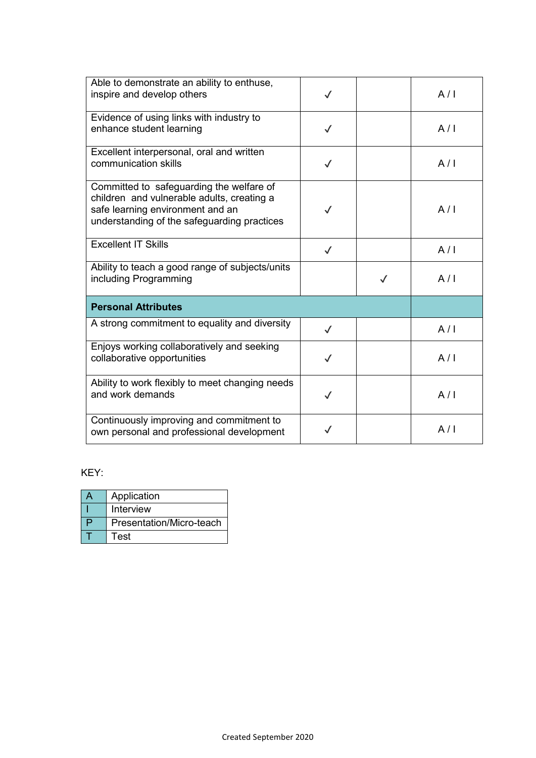| | | | |
|---|---|---|---|
| Able to demonstrate an ability to enthuse, inspire and develop others | ✓ | | A / I |
| Evidence of using links with industry to enhance student learning | ✓ | | A / I |
| Excellent interpersonal, oral and written communication skills | ✓ | | A / I |
| Committed to safeguarding the welfare of children and vulnerable adults, creating a safe learning environment and an understanding of the safeguarding practices | ✓ | | A / I |
| Excellent IT Skills | ✓ | | A / I |
| Ability to teach a good range of subjects/units including Programming | | ✓ | A / I |
| **Personal Attributes** | | | |
| A strong commitment to equality and diversity | ✓ | | A / I |
| Enjoys working collaboratively and seeking collaborative opportunities | ✓ | | A / I |
| Ability to work flexibly to meet changing needs and work demands | ✓ | | A / I |
| Continuously improving and commitment to own personal and professional development | ✓ | | A / I |

KEY:

| | |
|---|---|
| A | Application |
| I | Interview |
| P | Presentation/Micro-teach |
| T | Test |

Created September 2020